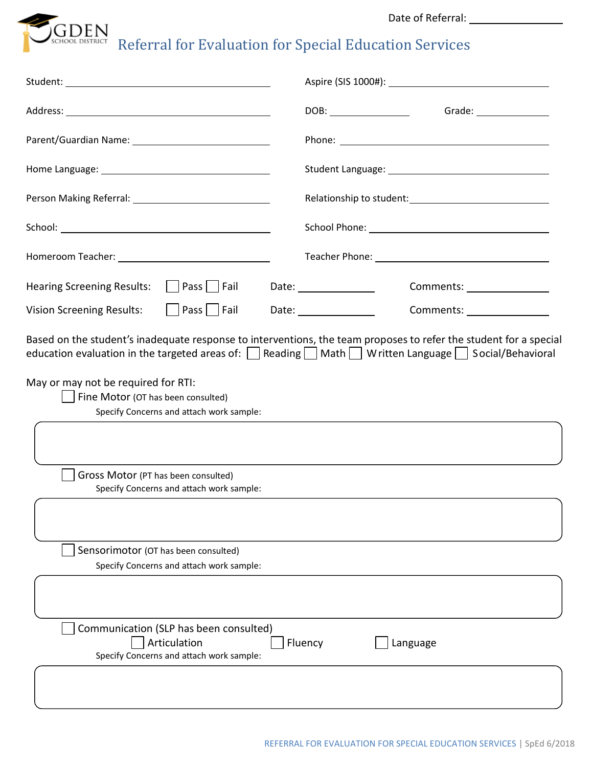Date of Referral: ________________

OGDEN SCHOOL DISTRICT

# Referral for Evaluation for Special Education Services

Student: ______________________________ Aspire (SIS 1000#): ______________________________

Address: ______________________________ DOB: ____________ Grade: ____________

Parent/Guardian Name: ______________________________ Phone: ______________________________

Home Language: ______________________________ Student Language: ______________________________

Person Making Referral: ______________________________ Relationship to student: ______________________________

School: ______________________________ School Phone: ______________________________

Homeroom Teacher: ______________________________ Teacher Phone: ______________________________

Hearing Screening Results: ☐ Pass ☐ Fail Date: ____________ Comments: ____________

Vision Screening Results: ☐ Pass ☐ Fail Date: ____________ Comments: ____________

Based on the student's inadequate response to interventions, the team proposes to refer the student for a special education evaluation in the targeted areas of: ☐ Reading ☐ Math ☐ Written Language ☐ Social/Behavioral

May or may not be required for RTI:

☐ Fine Motor (OT has been consulted)

Specify Concerns and attach work sample:

☐ Gross Motor (PT has been consulted)

Specify Concerns and attach work sample:

☐ Sensorimotor (OT has been consulted)

Specify Concerns and attach work sample:

☐ Communication (SLP has been consulted)

☐ Articulation ☐ Fluency ☐ Language

Specify Concerns and attach work sample: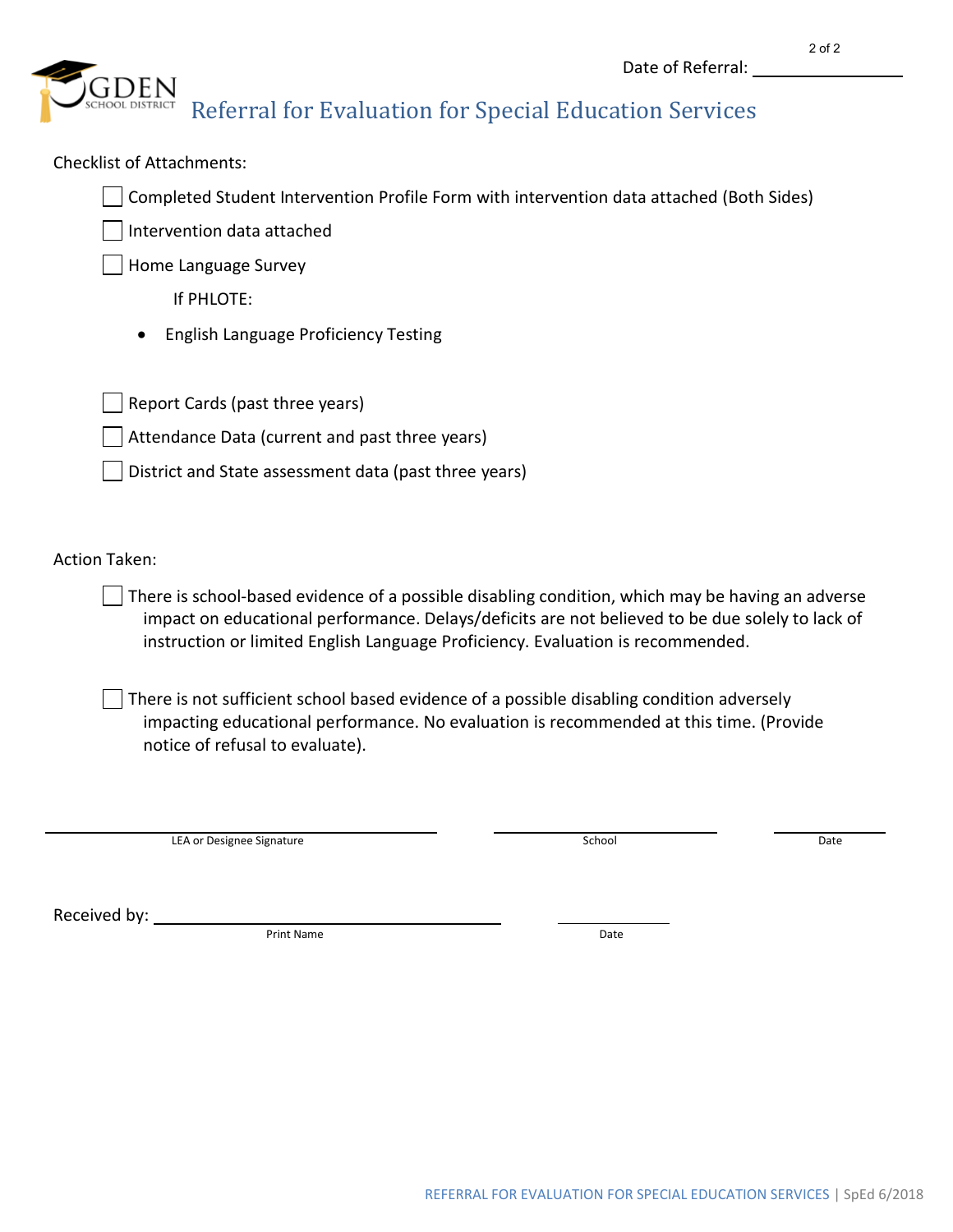Date of Referral: \_\_\_\_\_\_\_\_\_\_\_\_\_\_\_

# Referral for Evaluation for Special Education Services

Checklist of Attachments:

- ☐ Completed Student Intervention Profile Form with intervention data attached (Both Sides)
- ☐ Intervention data attached
- ☐ Home Language Survey

  If PHLOTE:

  - English Language Proficiency Testing
- ☐ Report Cards (past three years)
- ☐ Attendance Data (current and past three years)
- ☐ District and State assessment data (past three years)

Action Taken:

- ☐ There is school-based evidence of a possible disabling condition, which may be having an adverse impact on educational performance. Delays/deficits are not believed to be due solely to lack of instruction or limited English Language Proficiency. Evaluation is recommended.

- ☐ There is not sufficient school based evidence of a possible disabling condition adversely impacting educational performance. No evaluation is recommended at this time. (Provide notice of refusal to evaluate).

\_\_\_\_\_\_\_\_\_\_\_\_\_\_\_\_\_\_\_\_\_\_\_\_\_\_\_\_\_\_ \_\_\_\_\_\_\_\_\_\_\_\_\_\_\_\_\_\_\_\_ \_\_\_\_\_\_\_\_\_\_

LEA or Designee Signature School Date

Received by: \_\_\_\_\_\_\_\_\_\_\_\_\_\_\_\_\_\_\_\_\_\_\_\_\_\_\_\_\_\_ \_\_\_\_\_\_\_\_\_\_

Print Name Date